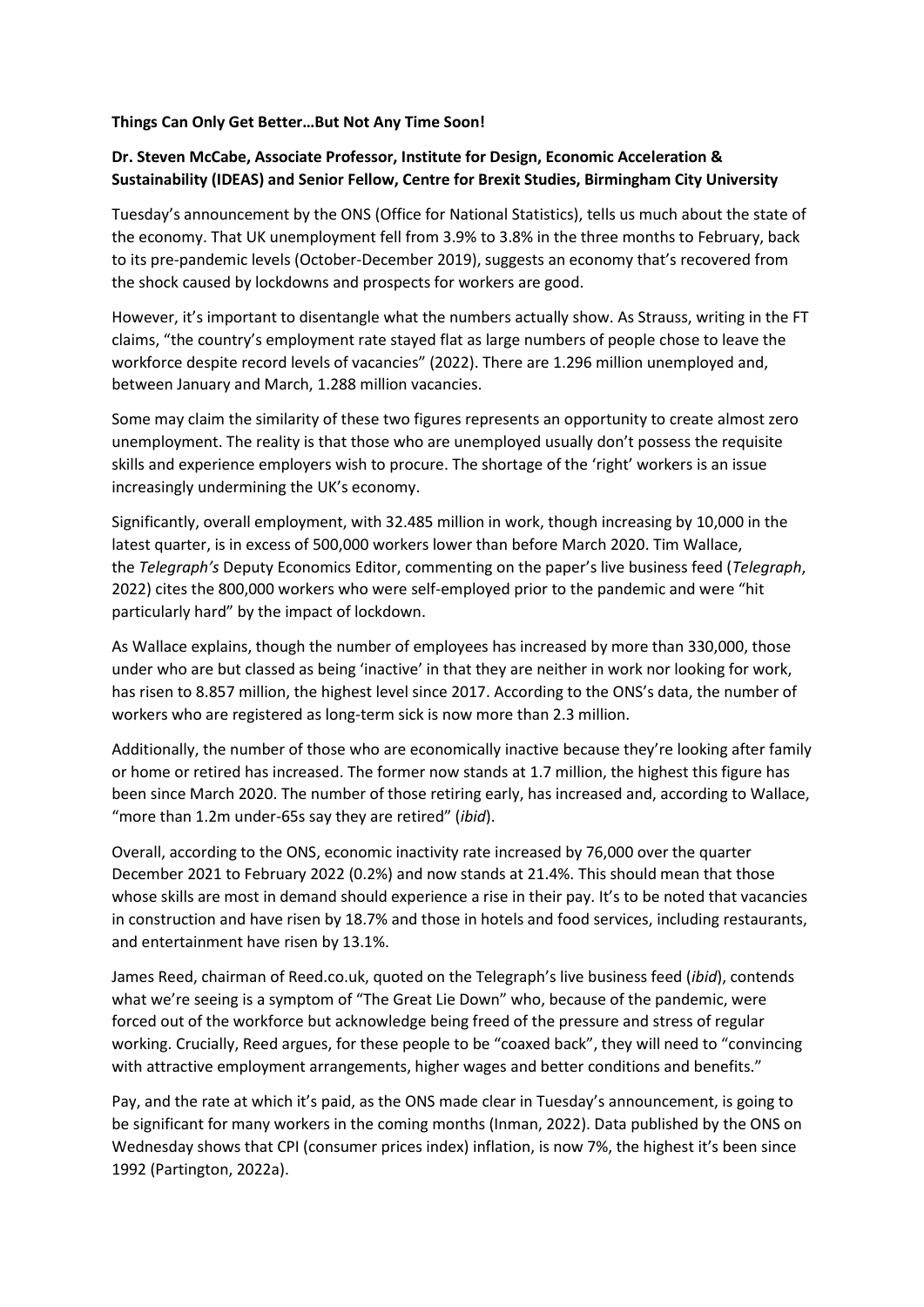**Things Can Only Get Better…But Not Any Time Soon!**

**Dr. Steven McCabe, Associate Professor, Institute for Design, Economic Acceleration & Sustainability (IDEAS) and Senior Fellow, Centre for Brexit Studies, Birmingham City University**

Tuesday's announcement by the ONS (Office for National Statistics), tells us much about the state of the economy. That UK unemployment fell from 3.9% to 3.8% in the three months to February, back to its pre-pandemic levels (October-December 2019), suggests an economy that's recovered from the shock caused by lockdowns and prospects for workers are good.

However, it's important to disentangle what the numbers actually show. As Strauss, writing in the FT claims, "the country's employment rate stayed flat as large numbers of people chose to leave the workforce despite record levels of vacancies" (2022). There are 1.296 million unemployed and, between January and March, 1.288 million vacancies.

Some may claim the similarity of these two figures represents an opportunity to create almost zero unemployment. The reality is that those who are unemployed usually don't possess the requisite skills and experience employers wish to procure. The shortage of the 'right' workers is an issue increasingly undermining the UK's economy.

Significantly, overall employment, with 32.485 million in work, though increasing by 10,000 in the latest quarter, is in excess of 500,000 workers lower than before March 2020. Tim Wallace, the *Telegraph's* Deputy Economics Editor, commenting on the paper's live business feed (*Telegraph*, 2022) cites the 800,000 workers who were self-employed prior to the pandemic and were "hit particularly hard" by the impact of lockdown.

As Wallace explains, though the number of employees has increased by more than 330,000, those under who are but classed as being 'inactive' in that they are neither in work nor looking for work, has risen to 8.857 million, the highest level since 2017. According to the ONS's data, the number of workers who are registered as long-term sick is now more than 2.3 million.

Additionally, the number of those who are economically inactive because they're looking after family or home or retired has increased. The former now stands at 1.7 million, the highest this figure has been since March 2020. The number of those retiring early, has increased and, according to Wallace, "more than 1.2m under-65s say they are retired" (*ibid*).

Overall, according to the ONS, economic inactivity rate increased by 76,000 over the quarter December 2021 to February 2022 (0.2%) and now stands at 21.4%. This should mean that those whose skills are most in demand should experience a rise in their pay. It's to be noted that vacancies in construction and have risen by 18.7% and those in hotels and food services, including restaurants, and entertainment have risen by 13.1%.

James Reed, chairman of Reed.co.uk, quoted on the Telegraph's live business feed (*ibid*), contends what we're seeing is a symptom of "The Great Lie Down" who, because of the pandemic, were forced out of the workforce but acknowledge being freed of the pressure and stress of regular working. Crucially, Reed argues, for these people to be "coaxed back", they will need to "convincing with attractive employment arrangements, higher wages and better conditions and benefits."

Pay, and the rate at which it's paid, as the ONS made clear in Tuesday's announcement, is going to be significant for many workers in the coming months (Inman, 2022). Data published by the ONS on Wednesday shows that CPI (consumer prices index) inflation, is now 7%, the highest it's been since 1992 (Partington, 2022a).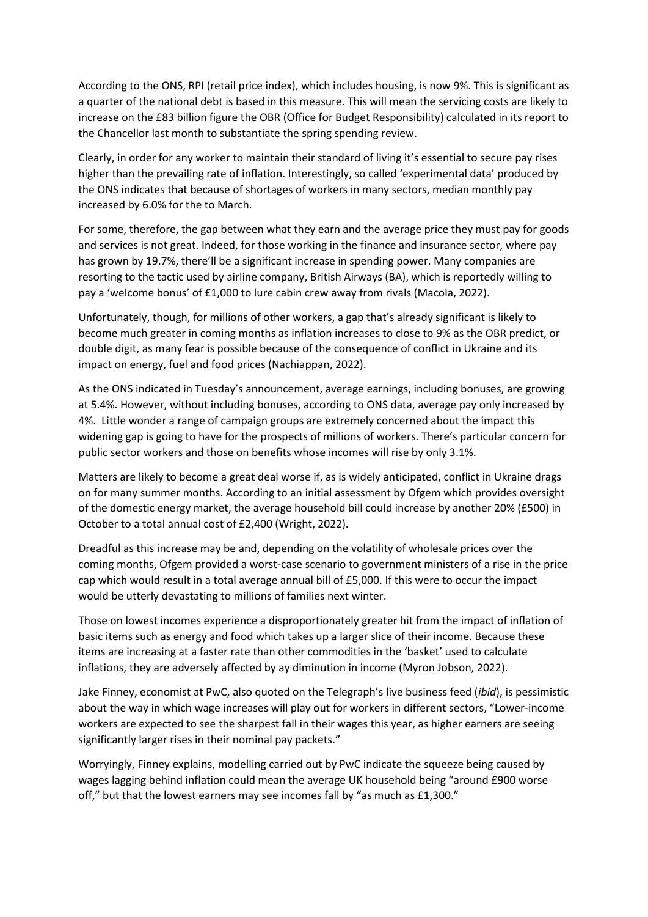According to the ONS, RPI (retail price index), which includes housing, is now 9%. This is significant as a quarter of the national debt is based in this measure. This will mean the servicing costs are likely to increase on the £83 billion figure the OBR (Office for Budget Responsibility) calculated in its report to the Chancellor last month to substantiate the spring spending review.

Clearly, in order for any worker to maintain their standard of living it's essential to secure pay rises higher than the prevailing rate of inflation. Interestingly, so called 'experimental data' produced by the ONS indicates that because of shortages of workers in many sectors, median monthly pay increased by 6.0% for the to March.

For some, therefore, the gap between what they earn and the average price they must pay for goods and services is not great. Indeed, for those working in the finance and insurance sector, where pay has grown by 19.7%, there'll be a significant increase in spending power. Many companies are resorting to the tactic used by airline company, British Airways (BA), which is reportedly willing to pay a 'welcome bonus' of £1,000 to lure cabin crew away from rivals (Macola, 2022).

Unfortunately, though, for millions of other workers, a gap that's already significant is likely to become much greater in coming months as inflation increases to close to 9% as the OBR predict, or double digit, as many fear is possible because of the consequence of conflict in Ukraine and its impact on energy, fuel and food prices (Nachiappan, 2022).

As the ONS indicated in Tuesday's announcement, average earnings, including bonuses, are growing at 5.4%. However, without including bonuses, according to ONS data, average pay only increased by 4%. Little wonder a range of campaign groups are extremely concerned about the impact this widening gap is going to have for the prospects of millions of workers. There's particular concern for public sector workers and those on benefits whose incomes will rise by only 3.1%.

Matters are likely to become a great deal worse if, as is widely anticipated, conflict in Ukraine drags on for many summer months. According to an initial assessment by Ofgem which provides oversight of the domestic energy market, the average household bill could increase by another 20% (£500) in October to a total annual cost of £2,400 (Wright, 2022).

Dreadful as this increase may be and, depending on the volatility of wholesale prices over the coming months, Ofgem provided a worst-case scenario to government ministers of a rise in the price cap which would result in a total average annual bill of £5,000. If this were to occur the impact would be utterly devastating to millions of families next winter.

Those on lowest incomes experience a disproportionately greater hit from the impact of inflation of basic items such as energy and food which takes up a larger slice of their income. Because these items are increasing at a faster rate than other commodities in the 'basket' used to calculate inflations, they are adversely affected by ay diminution in income (Myron Jobson, 2022).

Jake Finney, economist at PwC, also quoted on the Telegraph's live business feed (*ibid*), is pessimistic about the way in which wage increases will play out for workers in different sectors, "Lower-income workers are expected to see the sharpest fall in their wages this year, as higher earners are seeing significantly larger rises in their nominal pay packets."

Worryingly, Finney explains, modelling carried out by PwC indicate the squeeze being caused by wages lagging behind inflation could mean the average UK household being "around £900 worse off," but that the lowest earners may see incomes fall by "as much as £1,300."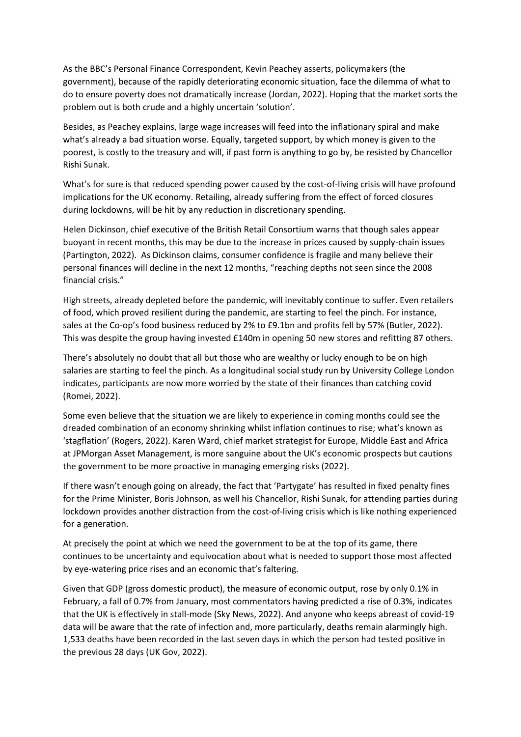As the BBC's Personal Finance Correspondent, Kevin Peachey asserts, policymakers (the government), because of the rapidly deteriorating economic situation, face the dilemma of what to do to ensure poverty does not dramatically increase (Jordan, 2022). Hoping that the market sorts the problem out is both crude and a highly uncertain 'solution'.

Besides, as Peachey explains, large wage increases will feed into the inflationary spiral and make what's already a bad situation worse. Equally, targeted support, by which money is given to the poorest, is costly to the treasury and will, if past form is anything to go by, be resisted by Chancellor Rishi Sunak.

What's for sure is that reduced spending power caused by the cost-of-living crisis will have profound implications for the UK economy. Retailing, already suffering from the effect of forced closures during lockdowns, will be hit by any reduction in discretionary spending.

Helen Dickinson, chief executive of the British Retail Consortium warns that though sales appear buoyant in recent months, this may be due to the increase in prices caused by supply-chain issues (Partington, 2022). As Dickinson claims, consumer confidence is fragile and many believe their personal finances will decline in the next 12 months, "reaching depths not seen since the 2008 financial crisis."

High streets, already depleted before the pandemic, will inevitably continue to suffer. Even retailers of food, which proved resilient during the pandemic, are starting to feel the pinch. For instance, sales at the Co-op's food business reduced by 2% to £9.1bn and profits fell by 57% (Butler, 2022). This was despite the group having invested £140m in opening 50 new stores and refitting 87 others.

There's absolutely no doubt that all but those who are wealthy or lucky enough to be on high salaries are starting to feel the pinch. As a longitudinal social study run by University College London indicates, participants are now more worried by the state of their finances than catching covid (Romei, 2022).

Some even believe that the situation we are likely to experience in coming months could see the dreaded combination of an economy shrinking whilst inflation continues to rise; what's known as 'stagflation' (Rogers, 2022). Karen Ward, chief market strategist for Europe, Middle East and Africa at JPMorgan Asset Management, is more sanguine about the UK's economic prospects but cautions the government to be more proactive in managing emerging risks (2022).

If there wasn't enough going on already, the fact that 'Partygate' has resulted in fixed penalty fines for the Prime Minister, Boris Johnson, as well his Chancellor, Rishi Sunak, for attending parties during lockdown provides another distraction from the cost-of-living crisis which is like nothing experienced for a generation.

At precisely the point at which we need the government to be at the top of its game, there continues to be uncertainty and equivocation about what is needed to support those most affected by eye-watering price rises and an economic that's faltering.

Given that GDP (gross domestic product), the measure of economic output, rose by only 0.1% in February, a fall of 0.7% from January, most commentators having predicted a rise of 0.3%, indicates that the UK is effectively in stall-mode (Sky News, 2022). And anyone who keeps abreast of covid-19 data will be aware that the rate of infection and, more particularly, deaths remain alarmingly high. 1,533 deaths have been recorded in the last seven days in which the person had tested positive in the previous 28 days (UK Gov, 2022).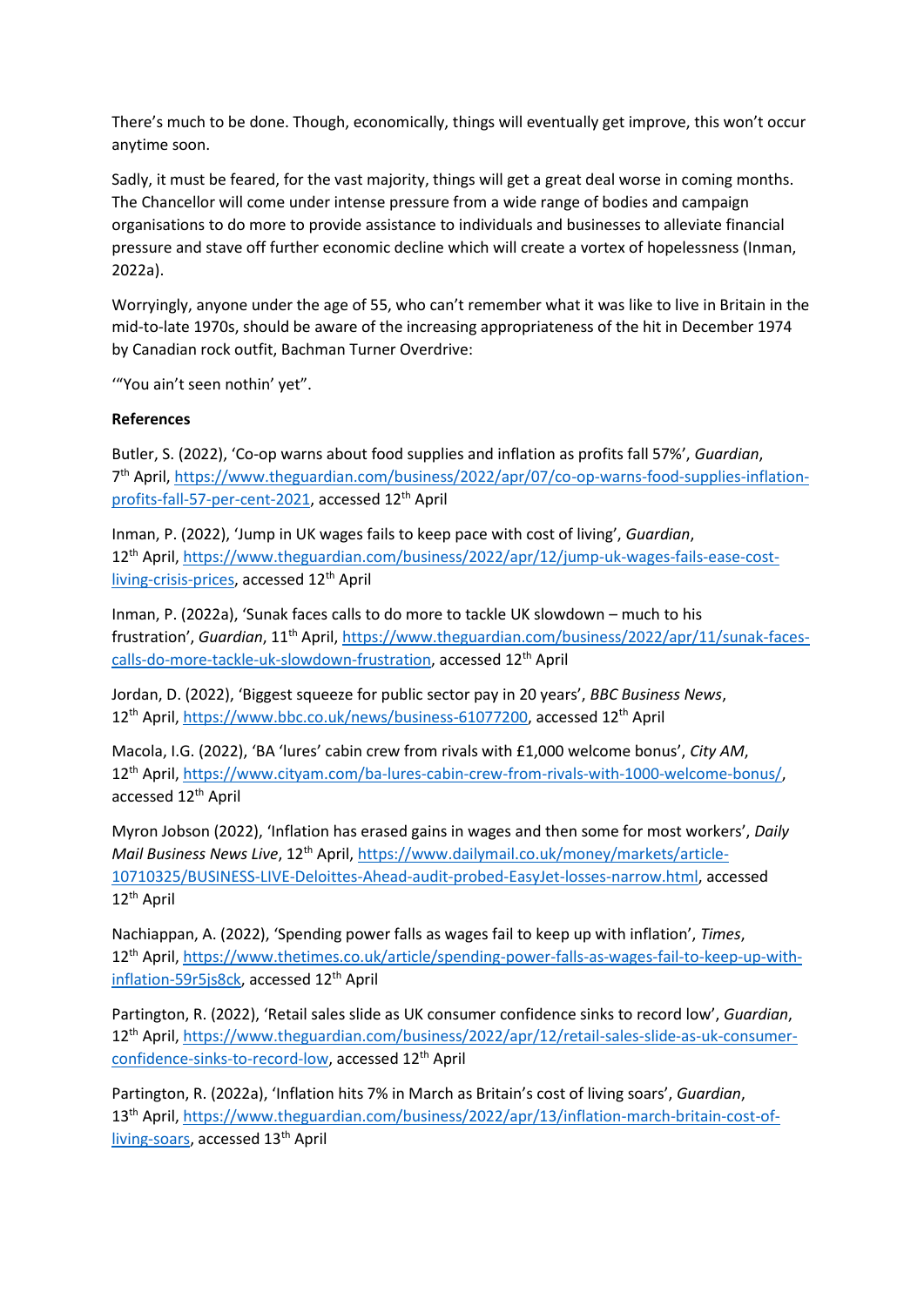There's much to be done. Though, economically, things will eventually get improve, this won't occur anytime soon.

Sadly, it must be feared, for the vast majority, things will get a great deal worse in coming months. The Chancellor will come under intense pressure from a wide range of bodies and campaign organisations to do more to provide assistance to individuals and businesses to alleviate financial pressure and stave off further economic decline which will create a vortex of hopelessness (Inman, 2022a).

Worryingly, anyone under the age of 55, who can't remember what it was like to live in Britain in the mid-to-late 1970s, should be aware of the increasing appropriateness of the hit in December 1974 by Canadian rock outfit, Bachman Turner Overdrive:

'"You ain't seen nothin' yet".

**References**

Butler, S. (2022), 'Co-op warns about food supplies and inflation as profits fall 57%', *Guardian*, 7th April, https://www.theguardian.com/business/2022/apr/07/co-op-warns-food-supplies-inflation-profits-fall-57-per-cent-2021, accessed 12th April

Inman, P. (2022), 'Jump in UK wages fails to keep pace with cost of living', *Guardian*, 12th April, https://www.theguardian.com/business/2022/apr/12/jump-uk-wages-fails-ease-cost-living-crisis-prices, accessed 12th April

Inman, P. (2022a), 'Sunak faces calls to do more to tackle UK slowdown – much to his frustration', *Guardian*, 11th April, https://www.theguardian.com/business/2022/apr/11/sunak-faces-calls-do-more-tackle-uk-slowdown-frustration, accessed 12th April

Jordan, D. (2022), 'Biggest squeeze for public sector pay in 20 years', *BBC Business News*, 12th April, https://www.bbc.co.uk/news/business-61077200, accessed 12th April

Macola, I.G. (2022), 'BA 'lures' cabin crew from rivals with £1,000 welcome bonus', *City AM*, 12th April, https://www.cityam.com/ba-lures-cabin-crew-from-rivals-with-1000-welcome-bonus/, accessed 12th April

Myron Jobson (2022), 'Inflation has erased gains in wages and then some for most workers', *Daily Mail Business News Live*, 12th April, https://www.dailymail.co.uk/money/markets/article-10710325/BUSINESS-LIVE-Deloittes-Ahead-audit-probed-EasyJet-losses-narrow.html, accessed 12th April

Nachiappan, A. (2022), 'Spending power falls as wages fail to keep up with inflation', *Times*, 12th April, https://www.thetimes.co.uk/article/spending-power-falls-as-wages-fail-to-keep-up-with-inflation-59r5js8ck, accessed 12th April

Partington, R. (2022), 'Retail sales slide as UK consumer confidence sinks to record low', *Guardian*, 12th April, https://www.theguardian.com/business/2022/apr/12/retail-sales-slide-as-uk-consumer-confidence-sinks-to-record-low, accessed 12th April

Partington, R. (2022a), 'Inflation hits 7% in March as Britain's cost of living soars', *Guardian*, 13th April, https://www.theguardian.com/business/2022/apr/13/inflation-march-britain-cost-of-living-soars, accessed 13th April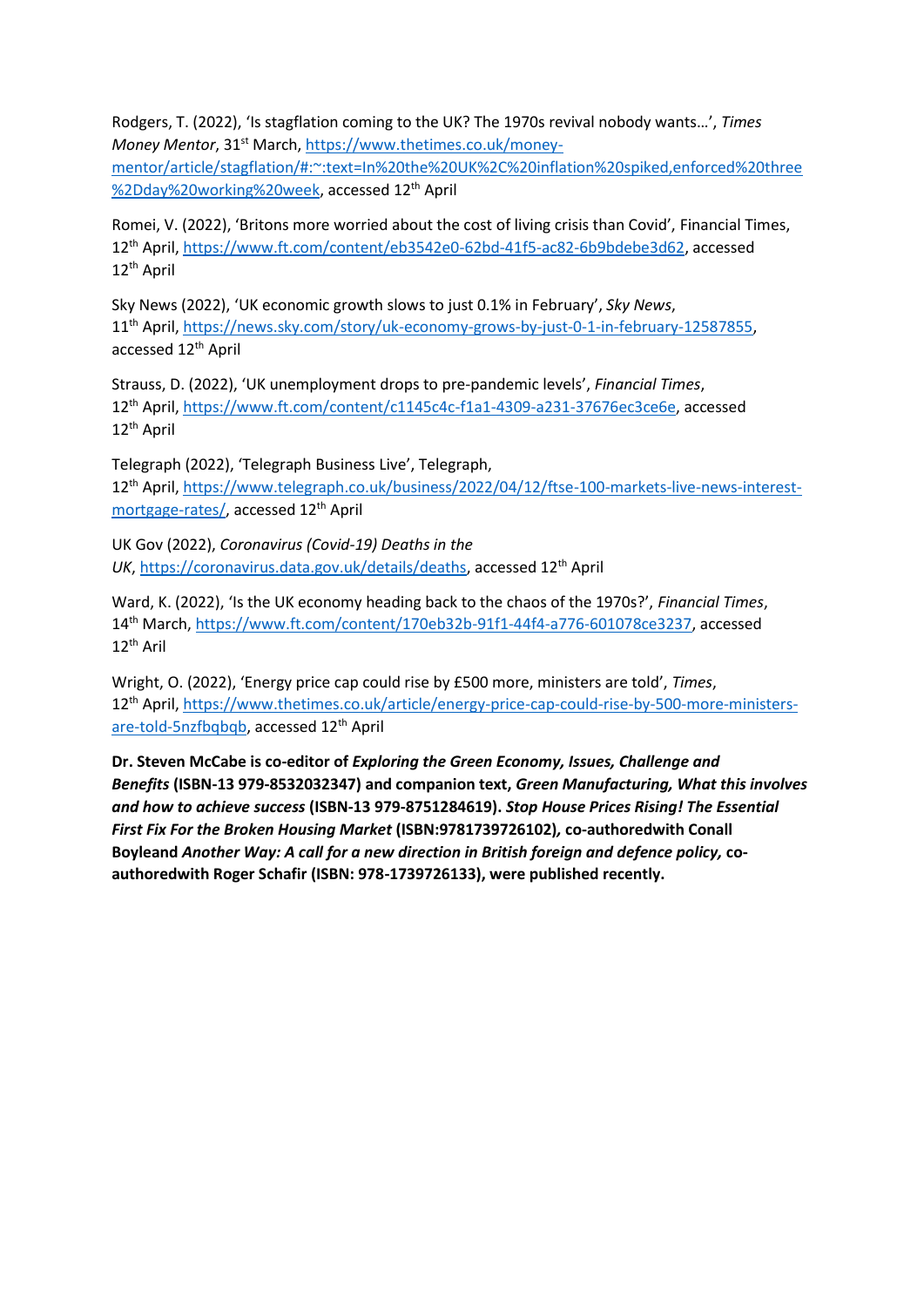Rodgers, T. (2022), 'Is stagflation coming to the UK? The 1970s revival nobody wants…', *Times Money Mentor*, 31st March, https://www.thetimes.co.uk/money-mentor/article/stagflation/#:~:text=In%20the%20UK%2C%20inflation%20spiked,enforced%20three%2Dday%20working%20week, accessed 12th April

Romei, V. (2022), 'Britons more worried about the cost of living crisis than Covid', Financial Times, 12th April, https://www.ft.com/content/eb3542e0-62bd-41f5-ac82-6b9bdebe3d62, accessed 12th April

Sky News (2022), 'UK economic growth slows to just 0.1% in February', *Sky News*, 11th April, https://news.sky.com/story/uk-economy-grows-by-just-0-1-in-february-12587855, accessed 12th April

Strauss, D. (2022), 'UK unemployment drops to pre-pandemic levels', *Financial Times*, 12th April, https://www.ft.com/content/c1145c4c-f1a1-4309-a231-37676ec3ce6e, accessed 12th April

Telegraph (2022), 'Telegraph Business Live', Telegraph, 12th April, https://www.telegraph.co.uk/business/2022/04/12/ftse-100-markets-live-news-interest-mortgage-rates/, accessed 12th April

UK Gov (2022), *Coronavirus (Covid-19) Deaths in the UK*, https://coronavirus.data.gov.uk/details/deaths, accessed 12th April

Ward, K. (2022), 'Is the UK economy heading back to the chaos of the 1970s?', *Financial Times*, 14th March, https://www.ft.com/content/170eb32b-91f1-44f4-a776-601078ce3237, accessed 12th Aril

Wright, O. (2022), 'Energy price cap could rise by £500 more, ministers are told', *Times*, 12th April, https://www.thetimes.co.uk/article/energy-price-cap-could-rise-by-500-more-ministers-are-told-5nzfbqbqb, accessed 12th April

**Dr. Steven McCabe is co-editor of *Exploring the Green Economy, Issues, Challenge and Benefits* (ISBN-13 979-8532032347) and companion text, *Green Manufacturing, What this involves and how to achieve success* (ISBN-13 979-8751284619). *Stop House Prices Rising! The Essential First Fix For the Broken Housing Market* (ISBN:9781739726102), co-authoredwith Conall Boyleand *Another Way: A call for a new direction in British foreign and defence policy,* co-authoredwith Roger Schafir (ISBN: 978-1739726133), were published recently.**